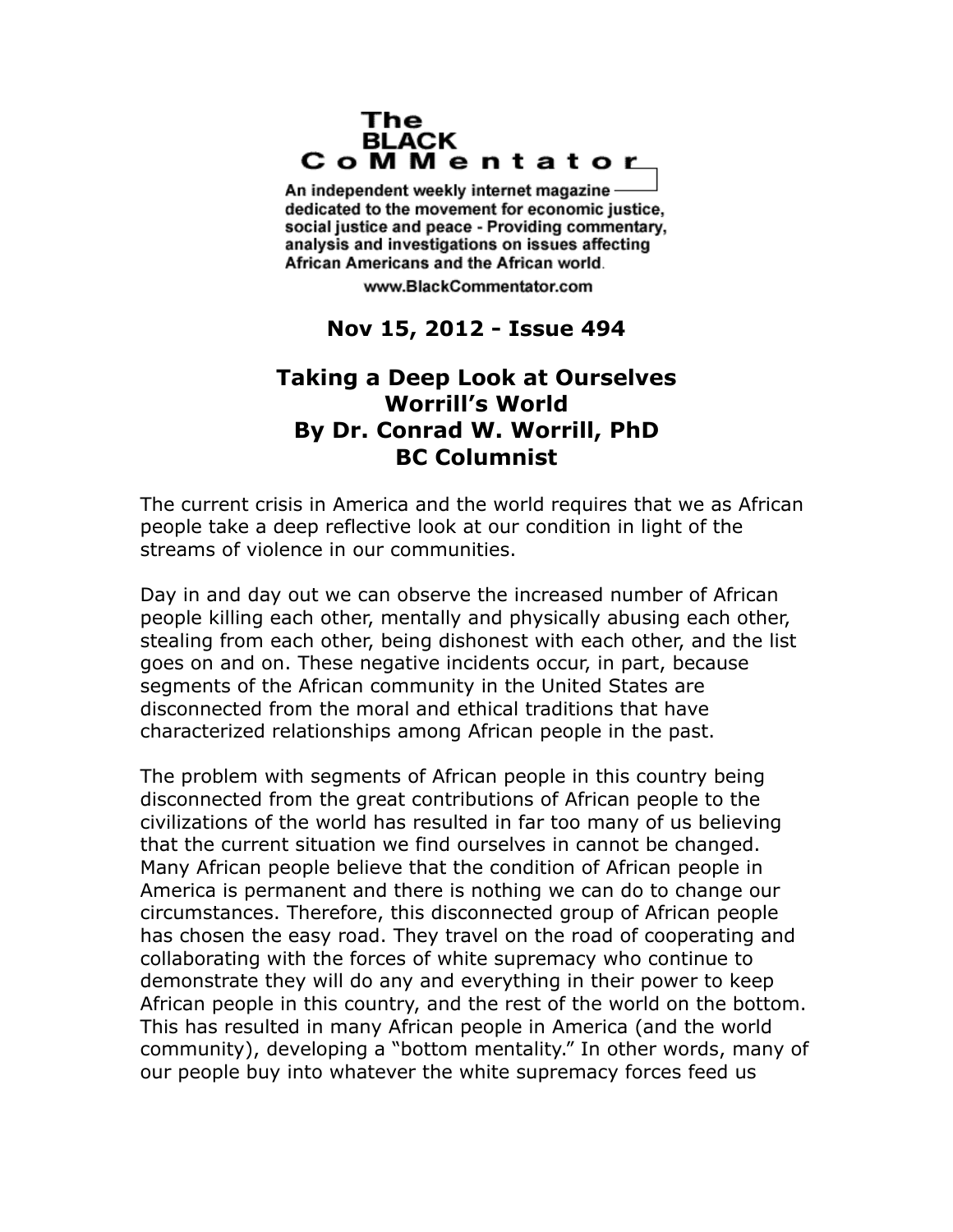The Black Commentator

An independent weekly internet magazine dedicated to the movement for economic justice, social justice and peace - Providing commentary, analysis and investigations on issues affecting African Americans and the African world.

www.BlackCommentator.com

**Nov 15, 2012 - Issue 494**

# Taking a Deep Look at Ourselves
## Worrill's World
### By Dr. Conrad W. Worrill, PhD
### BC Columnist

The current crisis in America and the world requires that we as African people take a deep reflective look at our condition in light of the streams of violence in our communities.

Day in and day out we can observe the increased number of African people killing each other, mentally and physically abusing each other, stealing from each other, being dishonest with each other, and the list goes on and on. These negative incidents occur, in part, because segments of the African community in the United States are disconnected from the moral and ethical traditions that have characterized relationships among African people in the past.

The problem with segments of African people in this country being disconnected from the great contributions of African people to the civilizations of the world has resulted in far too many of us believing that the current situation we find ourselves in cannot be changed. Many African people believe that the condition of African people in America is permanent and there is nothing we can do to change our circumstances. Therefore, this disconnected group of African people has chosen the easy road. They travel on the road of cooperating and collaborating with the forces of white supremacy who continue to demonstrate they will do any and everything in their power to keep African people in this country, and the rest of the world on the bottom. This has resulted in many African people in America (and the world community), developing a "bottom mentality." In other words, many of our people buy into whatever the white supremacy forces feed us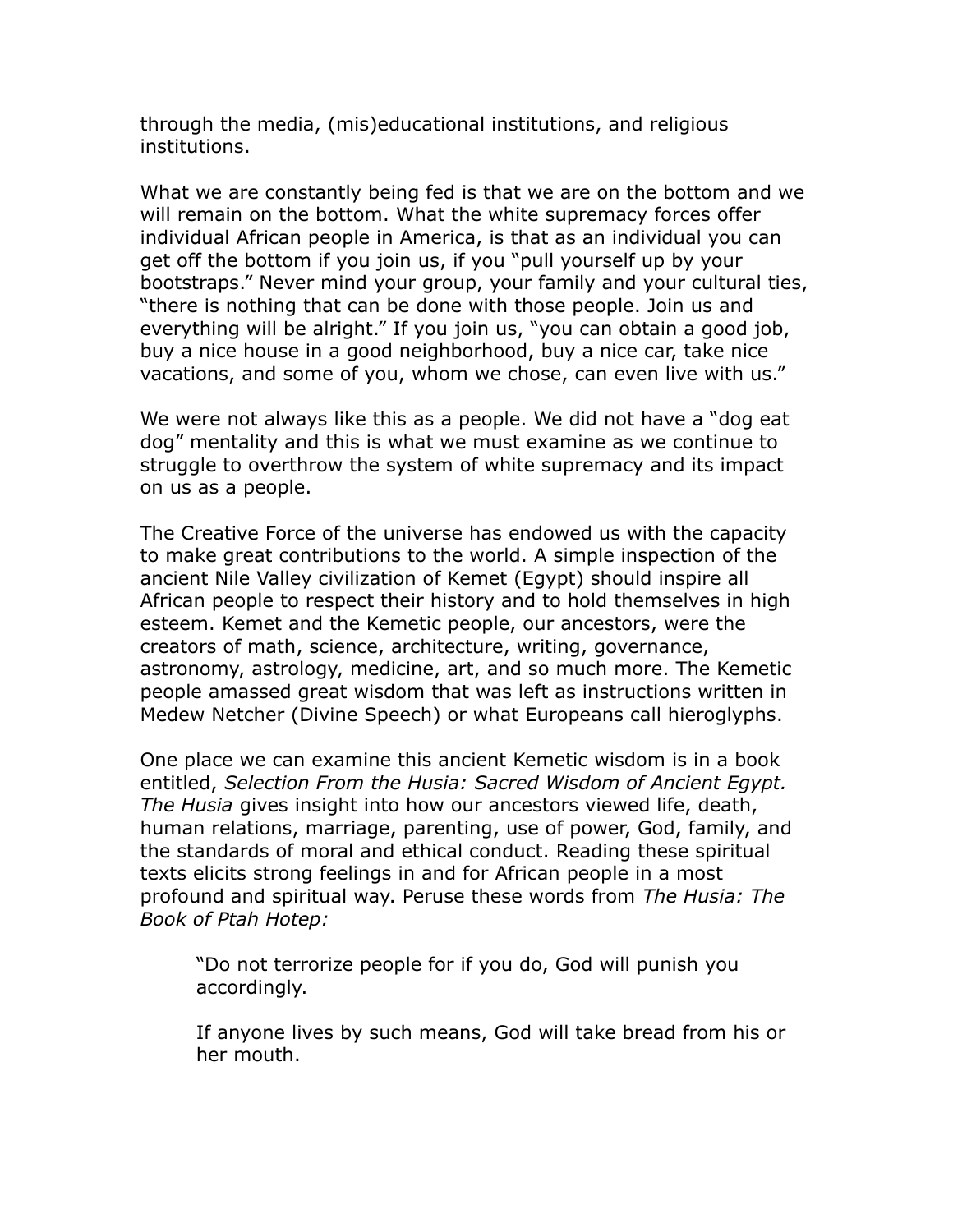through the media, (mis)educational institutions, and religious institutions.

What we are constantly being fed is that we are on the bottom and we will remain on the bottom. What the white supremacy forces offer individual African people in America, is that as an individual you can get off the bottom if you join us, if you "pull yourself up by your bootstraps." Never mind your group, your family and your cultural ties, "there is nothing that can be done with those people. Join us and everything will be alright." If you join us, "you can obtain a good job, buy a nice house in a good neighborhood, buy a nice car, take nice vacations, and some of you, whom we chose, can even live with us."

We were not always like this as a people. We did not have a "dog eat dog" mentality and this is what we must examine as we continue to struggle to overthrow the system of white supremacy and its impact on us as a people.

The Creative Force of the universe has endowed us with the capacity to make great contributions to the world. A simple inspection of the ancient Nile Valley civilization of Kemet (Egypt) should inspire all African people to respect their history and to hold themselves in high esteem. Kemet and the Kemetic people, our ancestors, were the creators of math, science, architecture, writing, governance, astronomy, astrology, medicine, art, and so much more. The Kemetic people amassed great wisdom that was left as instructions written in Medew Netcher (Divine Speech) or what Europeans call hieroglyphs.

One place we can examine this ancient Kemetic wisdom is in a book entitled, *Selection From the Husia: Sacred Wisdom of Ancient Egypt. The Husia* gives insight into how our ancestors viewed life, death, human relations, marriage, parenting, use of power, God, family, and the standards of moral and ethical conduct. Reading these spiritual texts elicits strong feelings in and for African people in a most profound and spiritual way. Peruse these words from *The Husia: The Book of Ptah Hotep:*

> "Do not terrorize people for if you do, God will punish you accordingly.
>
> If anyone lives by such means, God will take bread from his or her mouth.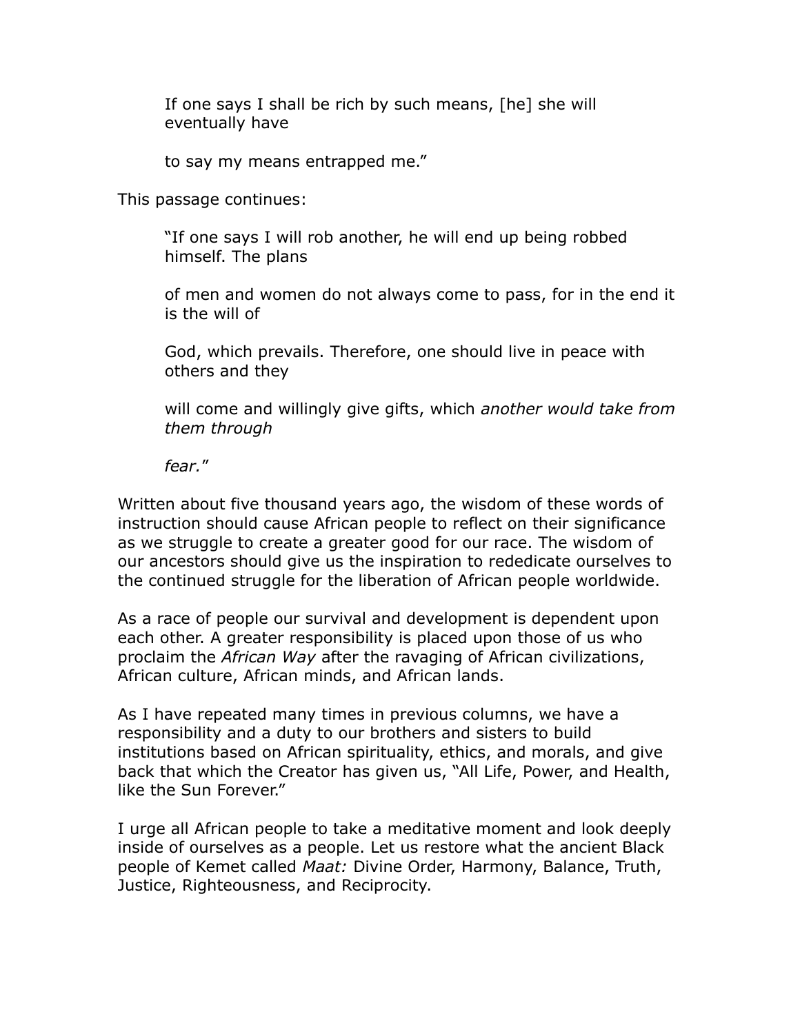> If one says I shall be rich by such means, [he] she will eventually have
>
> to say my means entrapped me."

This passage continues:

> "If one says I will rob another, he will end up being robbed himself. The plans
>
> of men and women do not always come to pass, for in the end it is the will of
>
> God, which prevails. Therefore, one should live in peace with others and they
>
> will come and willingly give gifts, which *another would take from them through*
>
> *fear.*"

Written about five thousand years ago, the wisdom of these words of instruction should cause African people to reflect on their significance as we struggle to create a greater good for our race. The wisdom of our ancestors should give us the inspiration to rededicate ourselves to the continued struggle for the liberation of African people worldwide.

As a race of people our survival and development is dependent upon each other. A greater responsibility is placed upon those of us who proclaim the *African Way* after the ravaging of African civilizations, African culture, African minds, and African lands.

As I have repeated many times in previous columns, we have a responsibility and a duty to our brothers and sisters to build institutions based on African spirituality, ethics, and morals, and give back that which the Creator has given us, "All Life, Power, and Health, like the Sun Forever."

I urge all African people to take a meditative moment and look deeply inside of ourselves as a people. Let us restore what the ancient Black people of Kemet called *Maat:* Divine Order, Harmony, Balance, Truth, Justice, Righteousness, and Reciprocity.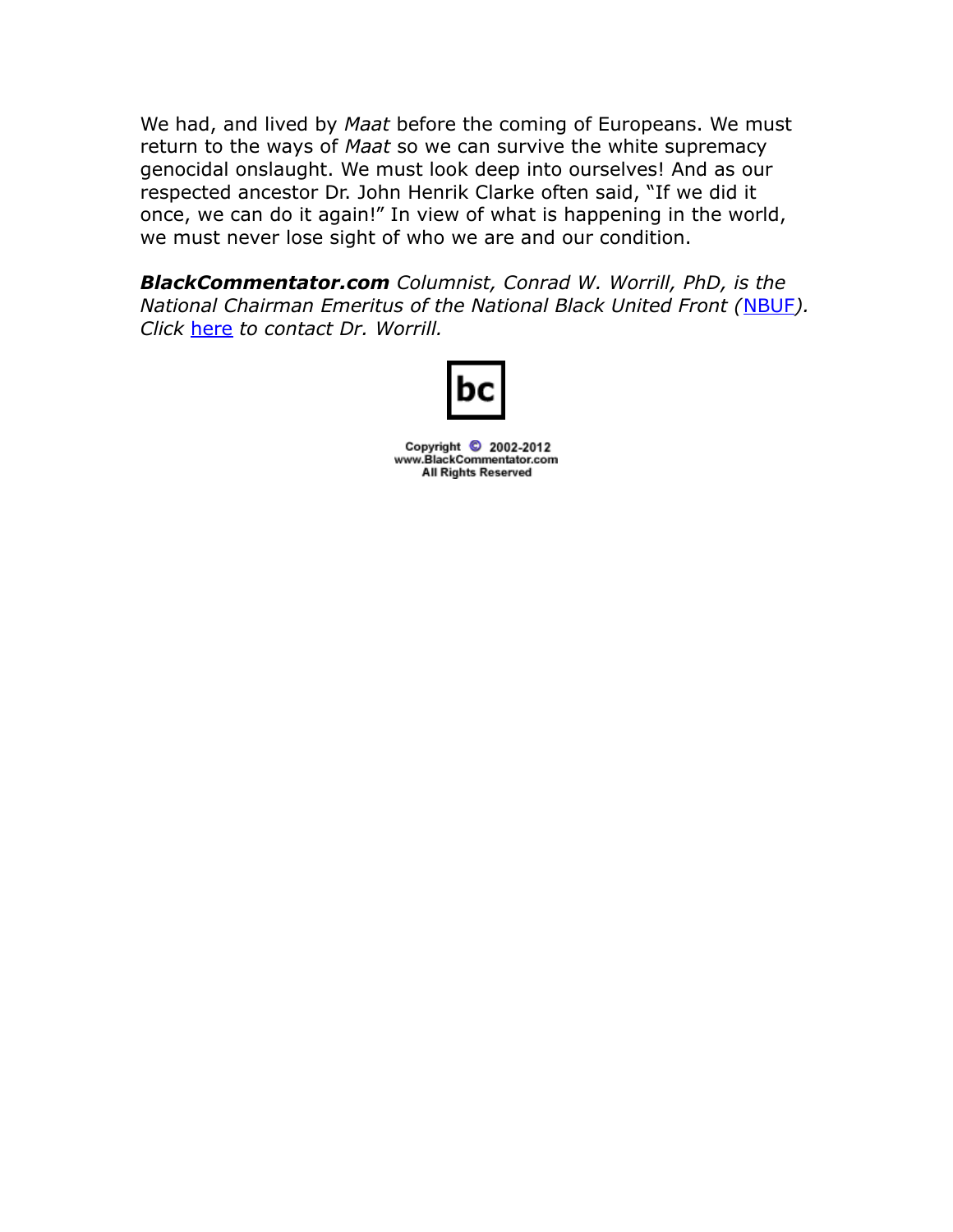We had, and lived by *Maat* before the coming of Europeans. We must return to the ways of *Maat* so we can survive the white supremacy genocidal onslaught. We must look deep into ourselves! And as our respected ancestor Dr. John Henrik Clarke often said, “If we did it once, we can do it again!” In view of what is happening in the world, we must never lose sight of who we are and our condition.

***BlackCommentator.com*** *Columnist, Conrad W. Worrill, PhD, is the National Chairman Emeritus of the National Black United Front (NBUF). Click here to contact Dr. Worrill.*

bc

Copyright © 2002-2012
www.BlackCommentator.com
All Rights Reserved